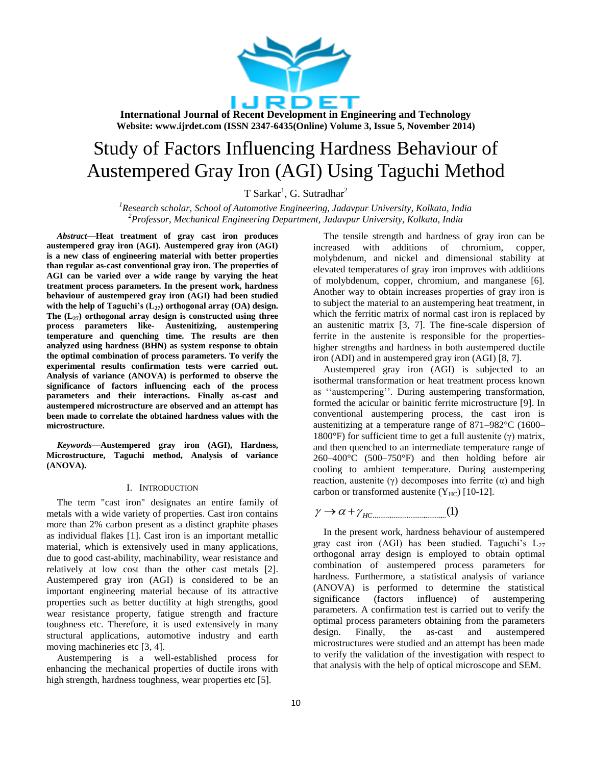# Study of Factors Influencing Hardness Behaviour of Austempered Gray Iron (AGI) Using Taguchi Method

T Sarkar[1], G. Sutradhar[2]

[1]*Research scholar, School of Automotive Engineering, Jadavpur University, Kolkata, India*
[2]*Professor, Mechanical Engineering Department, Jadavpur University, Kolkata, India*

***Abstract*—Heat treatment of gray cast iron produces austempered gray iron (AGI). Austempered gray iron (AGI) is a new class of engineering material with better properties than regular as-cast conventional gray iron. The properties of AGI can be varied over a wide range by varying the heat treatment process parameters. In the present work, hardness behaviour of austempered gray iron (AGI) had been studied with the help of Taguchi's ($L_{27}$) orthogonal array (OA) design. The ($L_{27}$) orthogonal array design is constructed using three process parameters like- Austenitizing, austempering temperature and quenching time. The results are then analyzed using hardness (BHN) as system response to obtain the optimal combination of process parameters. To verify the experimental results confirmation tests were carried out. Analysis of variance (ANOVA) is performed to observe the significance of factors influencing each of the process parameters and their interactions. Finally as-cast and austempered microstructure are observed and an attempt has been made to correlate the obtained hardness values with the microstructure.**

***Keywords*—Austempered gray iron (AGI), Hardness, Microstructure, Taguchi method, Analysis of variance (ANOVA).**

## I. Introduction

The term "cast iron" designates an entire family of metals with a wide variety of properties. Cast iron contains more than 2% carbon present as a distinct graphite phases as individual flakes [1]. Cast iron is an important metallic material, which is extensively used in many applications, due to good cast-ability, machinability, wear resistance and relatively at low cost than the other cast metals [2]. Austempered gray iron (AGI) is considered to be an important engineering material because of its attractive properties such as better ductility at high strengths, good wear resistance property, fatigue strength and fracture toughness etc. Therefore, it is used extensively in many structural applications, automotive industry and earth moving machineries etc [3, 4].

Austempering is a well-established process for enhancing the mechanical properties of ductile irons with high strength, hardness toughness, wear properties etc [5].

The tensile strength and hardness of gray iron can be increased with additions of chromium, copper, molybdenum, and nickel and dimensional stability at elevated temperatures of gray iron improves with additions of molybdenum, copper, chromium, and manganese [6]. Another way to obtain increases properties of gray iron is to subject the material to an austempering heat treatment, in which the ferritic matrix of normal cast iron is replaced by an austenitic matrix [3, 7]. The fine-scale dispersion of ferrite in the austenite is responsible for the properties- higher strengths and hardness in both austempered ductile iron (ADI) and in austempered gray iron (AGI) [8, 7].

Austempered gray iron (AGI) is subjected to an isothermal transformation or heat treatment process known as ''austempering''. During austempering transformation, formed the acicular or bainitic ferrite microstructure [9]. In conventional austempering process, the cast iron is austenitizing at a temperature range of 871–982°C (1600–1800°F) for sufficient time to get a full austenite (γ) matrix, and then quenched to an intermediate temperature range of 260–400°C (500–750°F) and then holding before air cooling to ambient temperature. During austempering reaction, austenite (γ) decomposes into ferrite (α) and high carbon or transformed austenite ($Y_{HC}$) [10-12].

$$\gamma \rightarrow \alpha + \gamma_{HC} \quad (1)$$

In the present work, hardness behaviour of austempered gray cast iron (AGI) has been studied. Taguchi's $L_{27}$ orthogonal array design is employed to obtain optimal combination of austempered process parameters for hardness. Furthermore, a statistical analysis of variance (ANOVA) is performed to determine the statistical significance (factors influence) of austempering parameters. A confirmation test is carried out to verify the optimal process parameters obtaining from the parameters design. Finally, the as-cast and austempered microstructures were studied and an attempt has been made to verify the validation of the investigation with respect to that analysis with the help of optical microscope and SEM.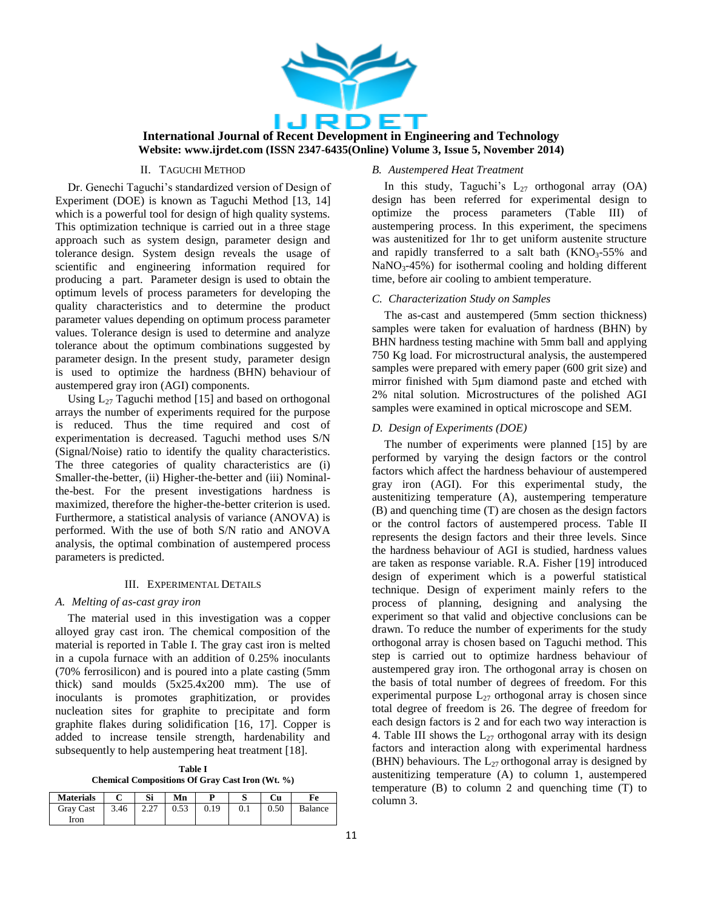## II. Taguchi Method

Dr. Genechi Taguchi's standardized version of Design of Experiment (DOE) is known as Taguchi Method [13, 14] which is a powerful tool for design of high quality systems. This optimization technique is carried out in a three stage approach such as system design, parameter design and tolerance design. System design reveals the usage of scientific and engineering information required for producing a part. Parameter design is used to obtain the optimum levels of process parameters for developing the quality characteristics and to determine the product parameter values depending on optimum process parameter values. Tolerance design is used to determine and analyze tolerance about the optimum combinations suggested by parameter design. In the present study, parameter design is used to optimize the hardness (BHN) behaviour of austempered gray iron (AGI) components.

Using $L_{27}$ Taguchi method [15] and based on orthogonal arrays the number of experiments required for the purpose is reduced. Thus the time required and cost of experimentation is decreased. Taguchi method uses S/N (Signal/Noise) ratio to identify the quality characteristics. The three categories of quality characteristics are (i) Smaller-the-better, (ii) Higher-the-better and (iii) Nominal-the-best. For the present investigations hardness is maximized, therefore the higher-the-better criterion is used. Furthermore, a statistical analysis of variance (ANOVA) is performed. With the use of both S/N ratio and ANOVA analysis, the optimal combination of austempered process parameters is predicted.

## III. Experimental Details

### A. Melting of as-cast gray iron

The material used in this investigation was a copper alloyed gray cast iron. The chemical composition of the material is reported in Table I. The gray cast iron is melted in a cupola furnace with an addition of 0.25% inoculants (70% ferrosilicon) and is poured into a plate casting (5mm thick) sand moulds (5x25.4x200 mm). The use of inoculants is promotes graphitization, or provides nucleation sites for graphite to precipitate and form graphite flakes during solidification [16, 17]. Copper is added to increase tensile strength, hardenability and subsequently to help austempering heat treatment [18].

**Table I**
**Chemical Compositions Of Gray Cast Iron (Wt. %)**

| Materials | C | Si | Mn | P | S | Cu | Fe |
|---|---|---|---|---|---|---|---|
| Gray Cast Iron | 3.46 | 2.27 | 0.53 | 0.19 | 0.1 | 0.50 | Balance |

### B. Austempered Heat Treatment

In this study, Taguchi's $L_{27}$ orthogonal array (OA) design has been referred for experimental design to optimize the process parameters (Table III) of austempering process. In this experiment, the specimens was austenitized for 1hr to get uniform austenite structure and rapidly transferred to a salt bath ($KNO_3$-55% and $NaNO_3$-45%) for isothermal cooling and holding different time, before air cooling to ambient temperature.

### C. Characterization Study on Samples

The as-cast and austempered (5mm section thickness) samples were taken for evaluation of hardness (BHN) by BHN hardness testing machine with 5mm ball and applying 750 Kg load. For microstructural analysis, the austempered samples were prepared with emery paper (600 grit size) and mirror finished with 5μm diamond paste and etched with 2% nital solution. Microstructures of the polished AGI samples were examined in optical microscope and SEM.

### D. Design of Experiments (DOE)

The number of experiments were planned [15] by are performed by varying the design factors or the control factors which affect the hardness behaviour of austempered gray iron (AGI). For this experimental study, the austenitizing temperature (A), austempering temperature (B) and quenching time (T) are chosen as the design factors or the control factors of austempered process. Table II represents the design factors and their three levels. Since the hardness behaviour of AGI is studied, hardness values are taken as response variable. R.A. Fisher [19] introduced design of experiment which is a powerful statistical technique. Design of experiment mainly refers to the process of planning, designing and analysing the experiment so that valid and objective conclusions can be drawn. To reduce the number of experiments for the study orthogonal array is chosen based on Taguchi method. This step is carried out to optimize hardness behaviour of austempered gray iron. The orthogonal array is chosen on the basis of total number of degrees of freedom. For this experimental purpose $L_{27}$ orthogonal array is chosen since total degree of freedom is 26. The degree of freedom for each design factors is 2 and for each two way interaction is 4. Table III shows the $L_{27}$ orthogonal array with its design factors and interaction along with experimental hardness (BHN) behaviours. The $L_{27}$ orthogonal array is designed by austenitizing temperature (A) to column 1, austempered temperature (B) to column 2 and quenching time (T) to column 3.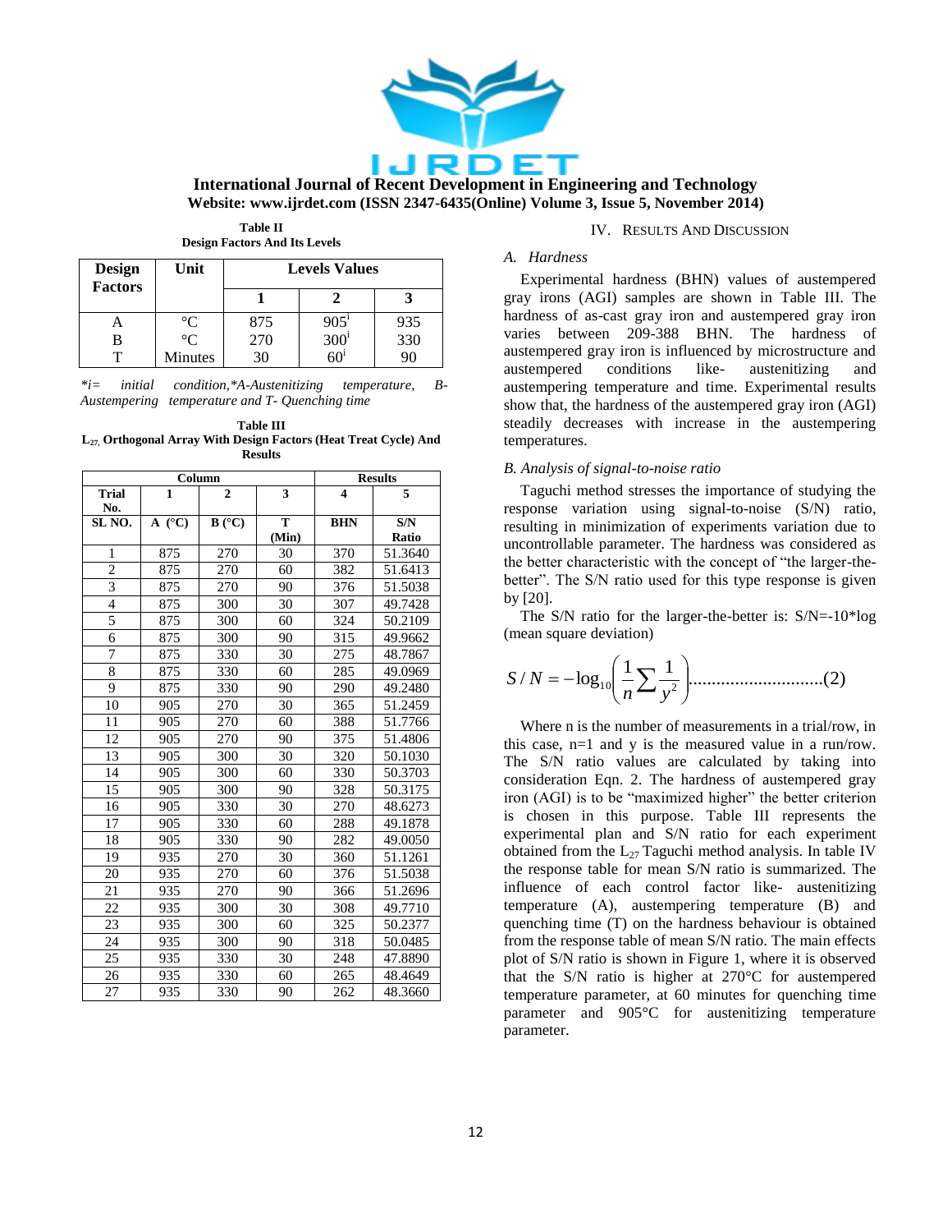**Table II**
**Design Factors And Its Levels**

| Design Factors | Unit | Levels Values | | |
|---|---|---|---|---|
| | | 1 | 2 | 3 |
| A | °C | 875 | 905[i] | 935 |
| B | °C | 270 | 300[i] | 330 |
| T | Minutes | 30 | 60[i] | 90 |

*\*i= initial condition,\*A-Austenitizing temperature, B-Austempering temperature and T- Quenching time*

**Table III**
**$L_{27}$ Orthogonal Array With Design Factors (Heat Treat Cycle) And Results**

| Column | | | | Results | |
|---|---|---|---|---|---|
| Trial No. | 1 | 2 | 3 | 4 | 5 |
| SL NO. | A (°C) | B (°C) | T (Min) | BHN | S/N Ratio |
| 1 | 875 | 270 | 30 | 370 | 51.3640 |
| 2 | 875 | 270 | 60 | 382 | 51.6413 |
| 3 | 875 | 270 | 90 | 376 | 51.5038 |
| 4 | 875 | 300 | 30 | 307 | 49.7428 |
| 5 | 875 | 300 | 60 | 324 | 50.2109 |
| 6 | 875 | 300 | 90 | 315 | 49.9662 |
| 7 | 875 | 330 | 30 | 275 | 48.7867 |
| 8 | 875 | 330 | 60 | 285 | 49.0969 |
| 9 | 875 | 330 | 90 | 290 | 49.2480 |
| 10 | 905 | 270 | 30 | 365 | 51.2459 |
| 11 | 905 | 270 | 60 | 388 | 51.7766 |
| 12 | 905 | 270 | 90 | 375 | 51.4806 |
| 13 | 905 | 300 | 30 | 320 | 50.1030 |
| 14 | 905 | 300 | 60 | 330 | 50.3703 |
| 15 | 905 | 300 | 90 | 328 | 50.3175 |
| 16 | 905 | 330 | 30 | 270 | 48.6273 |
| 17 | 905 | 330 | 60 | 288 | 49.1878 |
| 18 | 905 | 330 | 90 | 282 | 49.0050 |
| 19 | 935 | 270 | 30 | 360 | 51.1261 |
| 20 | 935 | 270 | 60 | 376 | 51.5038 |
| 21 | 935 | 270 | 90 | 366 | 51.2696 |
| 22 | 935 | 300 | 30 | 308 | 49.7710 |
| 23 | 935 | 300 | 60 | 325 | 50.2377 |
| 24 | 935 | 300 | 90 | 318 | 50.0485 |
| 25 | 935 | 330 | 30 | 248 | 47.8890 |
| 26 | 935 | 330 | 60 | 265 | 48.4649 |
| 27 | 935 | 330 | 90 | 262 | 48.3660 |

## IV. Results And Discussion

### *A. Hardness*

Experimental hardness (BHN) values of austempered gray irons (AGI) samples are shown in Table III. The hardness of as-cast gray iron and austempered gray iron varies between 209-388 BHN. The hardness of austempered gray iron is influenced by microstructure and austempered conditions like- austenitizing and austempering temperature and time. Experimental results show that, the hardness of the austempered gray iron (AGI) steadily decreases with increase in the austempering temperatures.

### *B. Analysis of signal-to-noise ratio*

Taguchi method stresses the importance of studying the response variation using signal-to-noise (S/N) ratio, resulting in minimization of experiments variation due to uncontrollable parameter. The hardness was considered as the better characteristic with the concept of "the larger-the-better". The S/N ratio used for this type response is given by [20].

The S/N ratio for the larger-the-better is: S/N=-10*log (mean square deviation)

$$S/N = -\log_{10}\left(\frac{1}{n}\sum\frac{1}{y^2}\right)............................(2)$$

Where n is the number of measurements in a trial/row, in this case, n=1 and y is the measured value in a run/row. The S/N ratio values are calculated by taking into consideration Eqn. 2. The hardness of austempered gray iron (AGI) is to be "maximized higher" the better criterion is chosen in this purpose. Table III represents the experimental plan and S/N ratio for each experiment obtained from the $L_{27}$ Taguchi method analysis. In table IV the response table for mean S/N ratio is summarized. The influence of each control factor like- austenitizing temperature (A), austempering temperature (B) and quenching time (T) on the hardness behaviour is obtained from the response table of mean S/N ratio. The main effects plot of S/N ratio is shown in Figure 1, where it is observed that the S/N ratio is higher at 270°C for austempered temperature parameter, at 60 minutes for quenching time parameter and 905°C for austenitizing temperature parameter.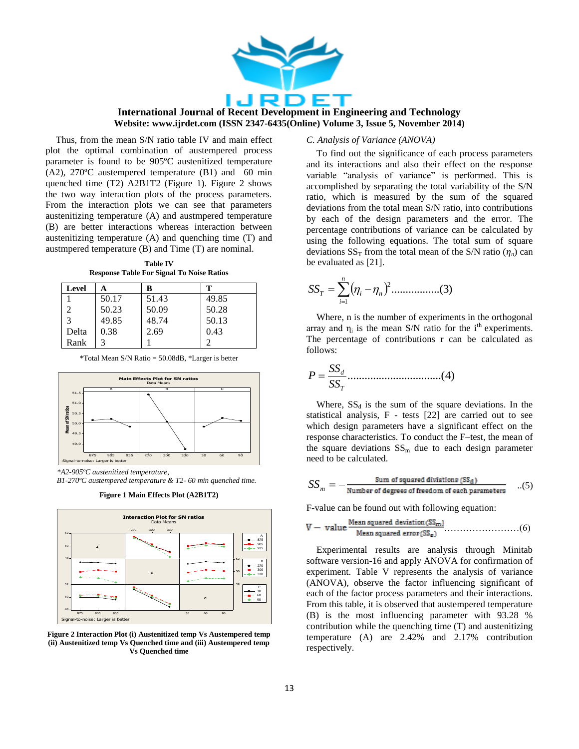Thus, from the mean S/N ratio table IV and main effect plot the optimal combination of austempered process parameter is found to be 905ºC austenitized temperature (A2), 270ºC austempered temperature (B1) and 60 min quenched time (T2) A2B1T2 (Figure 1). Figure 2 shows the two way interaction plots of the process parameters. From the interaction plots we can see that parameters austenitizing temperature (A) and austmpered temperature (B) are better interactions whereas interaction between austenitizing temperature (A) and quenching time (T) and austmpered temperature (B) and Time (T) are nominal.

**Table IV**
**Response Table For Signal To Noise Ratios**

| Level | A | B | T |
|---|---|---|---|
| 1 | 50.17 | 51.43 | 49.85 |
| 2 | 50.23 | 50.09 | 50.28 |
| 3 | 49.85 | 48.74 | 50.13 |
| Delta | 0.38 | 2.69 | 0.43 |
| Rank | 3 | 1 | 2 |

*Total Mean S/N Ratio = 50.08dB, *Larger is better

Main Effects Plot for SN ratios
Data Means
A B C
Mean of SN ratios
51.5 51.0 50.5 50.0 49.5 49.0
875 905 935 270 300 330 30 60 90
Signal-to-noise: Larger is better

*A2-905ºC austenitized temperature,*
*B1-270ºC austempered temperature & T2- 60 min quenched time.*

**Figure 1 Main Effects Plot (A2B1T2)**

Interaction Plot for SN ratios
Data Means
270 300 330
52 50 48
A
875 905 935
B
270 300 330
C
30 60 90
875 905 935 30 60 90
Signal-to-noise: Larger is better

**Figure 2 Interaction Plot (i) Austenitized temp Vs Austempered temp (ii) Austenitized temp Vs Quenched time and (iii) Austempered temp Vs Quenched time**

*C. Analysis of Variance (ANOVA)*

To find out the significance of each process parameters and its interactions and also their effect on the response variable "analysis of variance" is performed. This is accomplished by separating the total variability of the S/N ratio, which is measured by the sum of the squared deviations from the total mean S/N ratio, into contributions by each of the design parameters and the error. The percentage contributions of variance can be calculated by using the following equations. The total sum of square deviations $SS_T$ from the total mean of the S/N ratio ($\eta_n$) can be evaluated as [21].

$$SS_T = \sum_{i=1}^{n} (\eta_i - \eta_n)^2 \quad \text{.................(3)}$$

Where, n is the number of experiments in the orthogonal array and $\eta_i$ is the mean S/N ratio for the i[th] experiments. The percentage of contributions r can be calculated as follows:

$$P = \frac{SS_d}{SS_T} \quad \text{...............................(4)}$$

Where, $SS_d$ is the sum of the square deviations. In the statistical analysis, F - tests [22] are carried out to see which design parameters have a significant effect on the response characteristics. To conduct the F–test, the mean of the square deviations $SS_m$ due to each design parameter need to be calculated.

$$SS_m = -\frac{\text{Sum of squared diviations } (SS_d)}{\text{Number of degrees of freedom of each parameters}} \quad \text{..(5)}$$

F-value can be found out with following equation:

$$\text{V} - \text{value} \frac{\text{Mean squared deviation } (SS_m)}{\text{Mean squared error } (SS_e)} \quad \text{.......................(6)}$$

Experimental results are analysis through Minitab software version-16 and apply ANOVA for confirmation of experiment. Table V represents the analysis of variance (ANOVA), observe the factor influencing significant of each of the factor process parameters and their interactions. From this table, it is observed that austempered temperature (B) is the most influencing parameter with 93.28 % contribution while the quenching time (T) and austenitizing temperature (A) are 2.42% and 2.17% contribution respectively.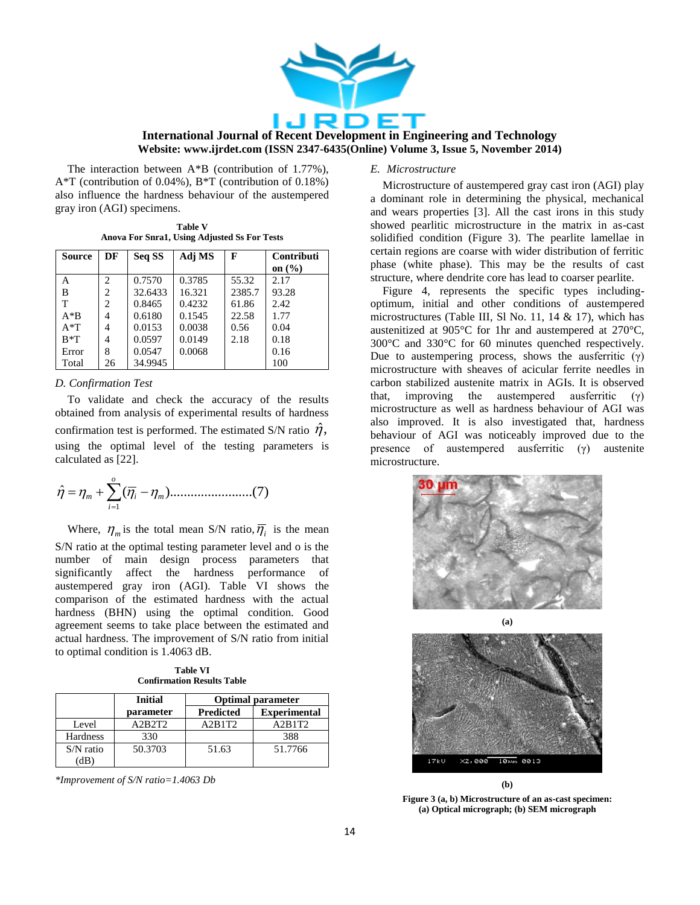The interaction between A*B (contribution of 1.77%), A*T (contribution of 0.04%), B*T (contribution of 0.18%) also influence the hardness behaviour of the austempered gray iron (AGI) specimens.

**Table V**
**Anova For Snra1, Using Adjusted Ss For Tests**

| Source | DF | Seq SS | Adj MS | F | Contribution (%) |
|---|---|---|---|---|---|
| A | 2 | 0.7570 | 0.3785 | 55.32 | 2.17 |
| B | 2 | 32.6433 | 16.321 | 2385.7 | 93.28 |
| T | 2 | 0.8465 | 0.4232 | 61.86 | 2.42 |
| A*B | 4 | 0.6180 | 0.1545 | 22.58 | 1.77 |
| A*T | 4 | 0.0153 | 0.0038 | 0.56 | 0.04 |
| B*T | 4 | 0.0597 | 0.0149 | 2.18 | 0.18 |
| Error | 8 | 0.0547 | 0.0068 | | 0.16 |
| Total | 26 | 34.9945 | | | 100 |

### *D. Confirmation Test*

To validate and check the accuracy of the results obtained from analysis of experimental results of hardness confirmation test is performed. The estimated S/N ratio $\hat{\eta}$, using the optimal level of the testing parameters is calculated as [22].

$$\hat{\eta} = \eta_m + \sum_{i=1}^{o} (\overline{\eta}_i - \eta_m)........................(7)$$

Where, $\eta_m$ is the total mean S/N ratio, $\overline{\eta}_i$ is the mean S/N ratio at the optimal testing parameter level and o is the number of main design process parameters that significantly affect the hardness performance of austempered gray iron (AGI). Table VI shows the comparison of the estimated hardness with the actual hardness (BHN) using the optimal condition. Good agreement seems to take place between the estimated and actual hardness. The improvement of S/N ratio from initial to optimal condition is 1.4063 dB.

**Table VI**
**Confirmation Results Table**

| | Initial parameter | Optimal parameter | |
|---|---|---|---|
| | | Predicted | Experimental |
| Level | A2B2T2 | A2B1T2 | A2B1T2 |
| Hardness | 330 | | 388 |
| S/N ratio (dB) | 50.3703 | 51.63 | 51.7766 |

*\*Improvement of S/N ratio=1.4063 Db*

### *E. Microstructure*

Microstructure of austempered gray cast iron (AGI) play a dominant role in determining the physical, mechanical and wears properties [3]. All the cast irons in this study showed pearlitic microstructure in the matrix in as-cast solidified condition (Figure 3). The pearlite lamellae in certain regions are coarse with wider distribution of ferritic phase (white phase). This may be the results of cast structure, where dendrite core has lead to coarser pearlite.

Figure 4, represents the specific types including-optimum, initial and other conditions of austempered microstructures (Table III, Sl No. 11, 14 & 17), which has austenitized at 905°C for 1hr and austempered at 270°C, 300°C and 330°C for 60 minutes quenched respectively. Due to austempering process, shows the ausferritic (γ) microstructure with sheaves of acicular ferrite needles in carbon stabilized austenite matrix in AGIs. It is observed that, improving the austempered ausferritic (γ) microstructure as well as hardness behaviour of AGI was also improved. It is also investigated that, hardness behaviour of AGI was noticeably improved due to the presence of austempered ausferritic (γ) austenite microstructure.

30 µm

**(a)**

17kU X2,000 10µm 0013

**(b)**

**Figure 3 (a, b) Microstructure of an as-cast specimen: (a) Optical micrograph; (b) SEM micrograph**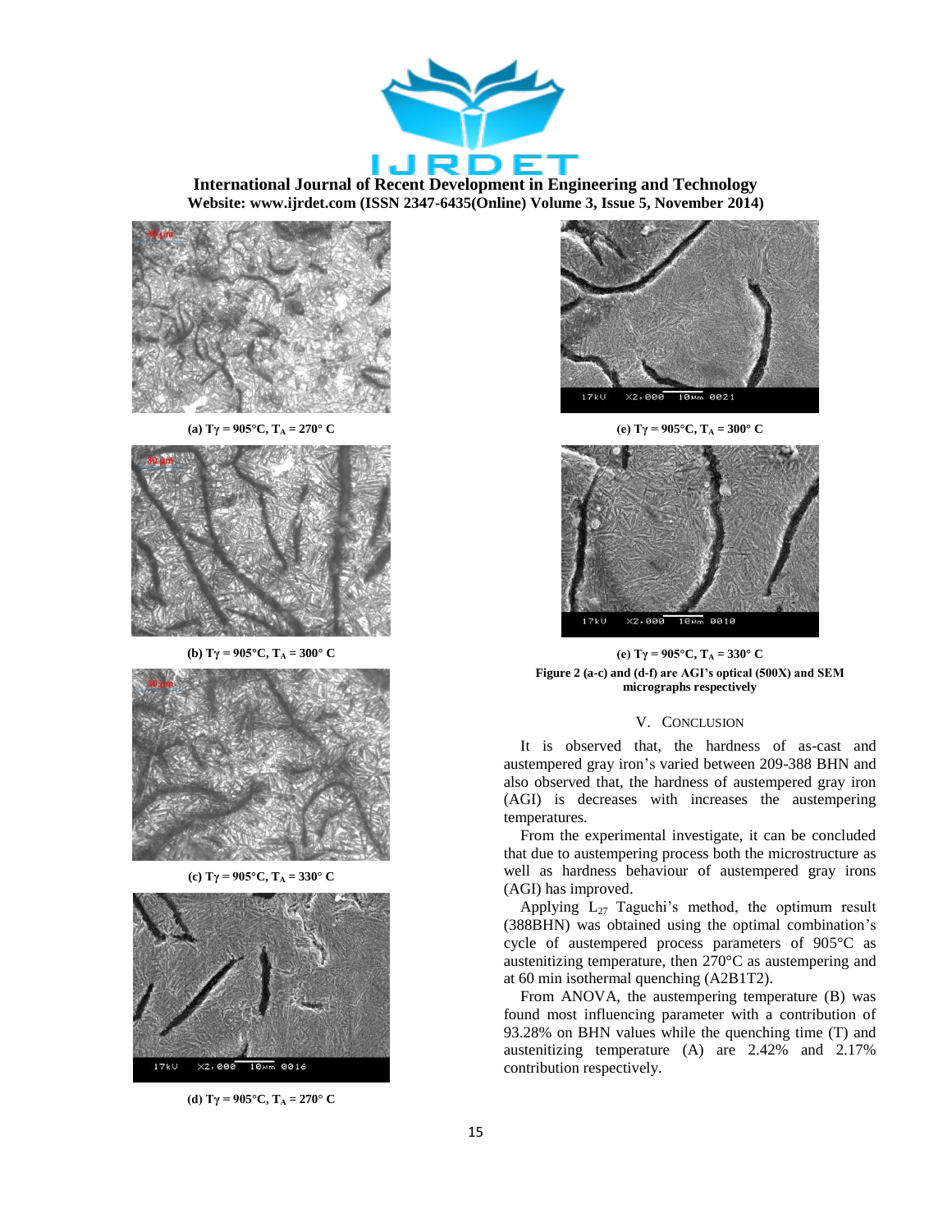(a) $T\gamma$ = 905°C, $T_A$ = 270° C

(b) $T\gamma$ = 905°C, $T_A$ = 300° C

(c) $T\gamma$ = 905°C, $T_A$ = 330° C

(d) $T\gamma$ = 905°C, $T_A$ = 270° C

(e) $T\gamma$ = 905°C, $T_A$ = 300° C

(e) $T\gamma$ = 905°C, $T_A$ = 330° C

**Figure 2 (a-c) and (d-f) are AGI's optical (500X) and SEM micrographs respectively**

## V. CONCLUSION

It is observed that, the hardness of as-cast and austempered gray iron's varied between 209-388 BHN and also observed that, the hardness of austempered gray iron (AGI) is decreases with increases the austempering temperatures.

From the experimental investigate, it can be concluded that due to austempering process both the microstructure as well as hardness behaviour of austempered gray irons (AGI) has improved.

Applying $L_{27}$ Taguchi's method, the optimum result (388BHN) was obtained using the optimal combination's cycle of austempered process parameters of 905°C as austenitizing temperature, then 270°C as austempering and at 60 min isothermal quenching (A2B1T2).

From ANOVA, the austempering temperature (B) was found most influencing parameter with a contribution of 93.28% on BHN values while the quenching time (T) and austenitizing temperature (A) are 2.42% and 2.17% contribution respectively.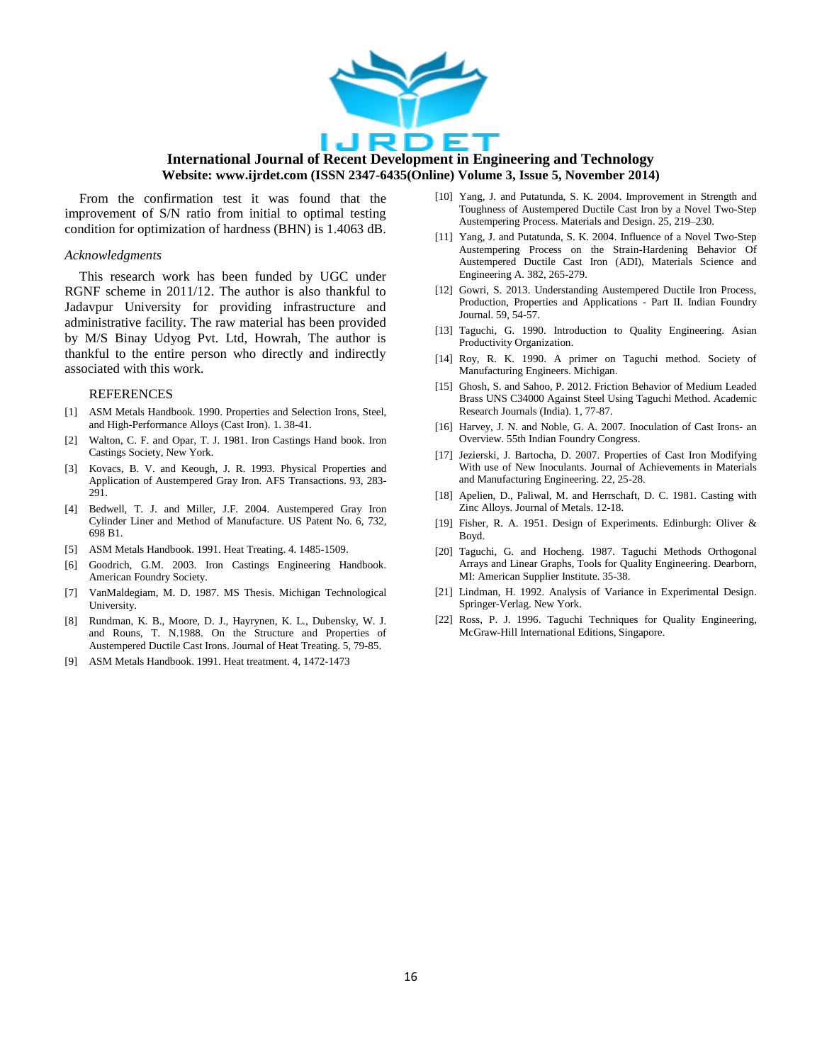From the confirmation test it was found that the improvement of S/N ratio from initial to optimal testing condition for optimization of hardness (BHN) is 1.4063 dB.

*Acknowledgments*

This research work has been funded by UGC under RGNF scheme in 2011/12. The author is also thankful to Jadavpur University for providing infrastructure and administrative facility. The raw material has been provided by M/S Binay Udyog Pvt. Ltd, Howrah, The author is thankful to the entire person who directly and indirectly associated with this work.

## REFERENCES

[1] ASM Metals Handbook. 1990. Properties and Selection Irons, Steel, and High-Performance Alloys (Cast Iron). 1. 38-41.

[2] Walton, C. F. and Opar, T. J. 1981. Iron Castings Hand book. Iron Castings Society, New York.

[3] Kovacs, B. V. and Keough, J. R. 1993. Physical Properties and Application of Austempered Gray Iron. AFS Transactions. 93, 283-291.

[4] Bedwell, T. J. and Miller, J.F. 2004. Austempered Gray Iron Cylinder Liner and Method of Manufacture. US Patent No. 6, 732, 698 B1.

[5] ASM Metals Handbook. 1991. Heat Treating. 4. 1485-1509.

[6] Goodrich, G.M. 2003. Iron Castings Engineering Handbook. American Foundry Society.

[7] VanMaldegiam, M. D. 1987. MS Thesis. Michigan Technological University.

[8] Rundman, K. B., Moore, D. J., Hayrynen, K. L., Dubensky, W. J. and Rouns, T. N.1988. On the Structure and Properties of Austempered Ductile Cast Irons. Journal of Heat Treating. 5, 79-85.

[9] ASM Metals Handbook. 1991. Heat treatment. 4, 1472-1473

[10] Yang, J. and Putatunda, S. K. 2004. Improvement in Strength and Toughness of Austempered Ductile Cast Iron by a Novel Two-Step Austempering Process. Materials and Design. 25, 219–230.

[11] Yang, J. and Putatunda, S. K. 2004. Influence of a Novel Two-Step Austempering Process on the Strain-Hardening Behavior Of Austempered Ductile Cast Iron (ADI), Materials Science and Engineering A. 382, 265-279.

[12] Gowri, S. 2013. Understanding Austempered Ductile Iron Process, Production, Properties and Applications - Part II. Indian Foundry Journal. 59, 54-57.

[13] Taguchi, G. 1990. Introduction to Quality Engineering. Asian Productivity Organization.

[14] Roy, R. K. 1990. A primer on Taguchi method. Society of Manufacturing Engineers. Michigan.

[15] Ghosh, S. and Sahoo, P. 2012. Friction Behavior of Medium Leaded Brass UNS C34000 Against Steel Using Taguchi Method. Academic Research Journals (India). 1, 77-87.

[16] Harvey, J. N. and Noble, G. A. 2007. Inoculation of Cast Irons- an Overview. 55th Indian Foundry Congress.

[17] Jezierski, J. Bartocha, D. 2007. Properties of Cast Iron Modifying With use of New Inoculants. Journal of Achievements in Materials and Manufacturing Engineering. 22, 25-28.

[18] Apelien, D., Paliwal, M. and Herrschaft, D. C. 1981. Casting with Zinc Alloys. Journal of Metals. 12-18.

[19] Fisher, R. A. 1951. Design of Experiments. Edinburgh: Oliver & Boyd.

[20] Taguchi, G. and Hocheng. 1987. Taguchi Methods Orthogonal Arrays and Linear Graphs, Tools for Quality Engineering. Dearborn, MI: American Supplier Institute. 35-38.

[21] Lindman, H. 1992. Analysis of Variance in Experimental Design. Springer-Verlag. New York.

[22] Ross, P. J. 1996. Taguchi Techniques for Quality Engineering, McGraw-Hill International Editions, Singapore.